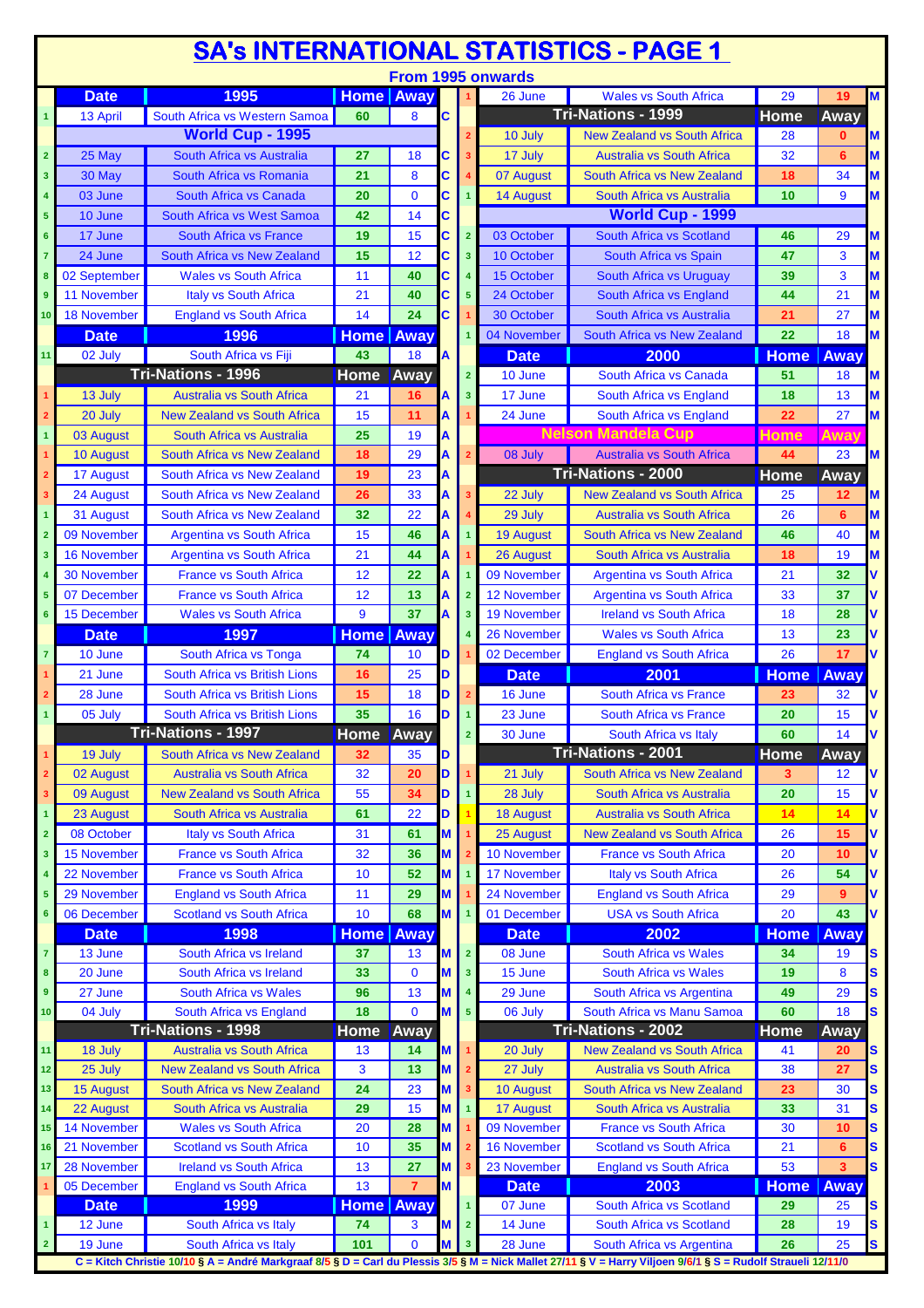# SA's INTERNATIONAL STATISTICS - PAGE 1

From 1995 onwards

| # | Date | 1995 | Home | Away | |
|---|---|---|---|---|---|
| 1 | 13 April | South Africa vs Western Samoa | 60 | 8 | C |
| | | **World Cup - 1995** | | | |
| 2 | 25 May | South Africa vs Australia | 27 | 18 | C |
| 3 | 30 May | South Africa vs Romania | 21 | 8 | C |
| 4 | 03 June | South Africa vs Canada | 20 | 0 | C |
| 5 | 10 June | South Africa vs West Samoa | 42 | 14 | C |
| 6 | 17 June | South Africa vs France | 19 | 15 | C |
| 7 | 24 June | South Africa vs New Zealand | 15 | 12 | C |
| 8 | 02 September | Wales vs South Africa | 11 | 40 | C |
| 9 | 11 November | Italy vs South Africa | 21 | 40 | C |
| 10 | 18 November | England vs South Africa | 14 | 24 | C |
| | **Date** | **1996** | **Home** | **Away** | |
| 11 | 02 July | South Africa vs Fiji | 43 | 18 | A |
| | | **Tri-Nations - 1996** | **Home** | **Away** | |
| 1 | 13 July | Australia vs South Africa | 21 | 16 | A |
| 2 | 20 July | New Zealand vs South Africa | 15 | 11 | A |
| 1 | 03 August | South Africa vs Australia | 25 | 19 | A |
| 1 | 10 August | South Africa vs New Zealand | 18 | 29 | A |
| 2 | 17 August | South Africa vs New Zealand | 19 | 23 | A |
| 3 | 24 August | South Africa vs New Zealand | 26 | 33 | A |
| 1 | 31 August | South Africa vs New Zealand | 32 | 22 | A |
| 2 | 09 November | Argentina vs South Africa | 15 | 46 | A |
| 3 | 16 November | Argentina vs South Africa | 21 | 44 | A |
| 4 | 30 November | France vs South Africa | 12 | 22 | A |
| 5 | 07 December | France vs South Africa | 12 | 13 | A |
| 6 | 15 December | Wales vs South Africa | 9 | 37 | A |
| | **Date** | **1997** | **Home** | **Away** | |
| 7 | 10 June | South Africa vs Tonga | 74 | 10 | D |
| 1 | 21 June | South Africa vs British Lions | 16 | 25 | D |
| 2 | 28 June | South Africa vs British Lions | 15 | 18 | D |
| 1 | 05 July | South Africa vs British Lions | 35 | 16 | D |
| | | **Tri-Nations - 1997** | **Home** | **Away** | |
| 1 | 19 July | South Africa vs New Zealand | 32 | 35 | D |
| 2 | 02 August | Australia vs South Africa | 32 | 20 | D |
| 3 | 09 August | New Zealand vs South Africa | 55 | 34 | D |
| 1 | 23 August | South Africa vs Australia | 61 | 22 | D |
| 2 | 08 October | Italy vs South Africa | 31 | 61 | M |
| 3 | 15 November | France vs South Africa | 32 | 36 | M |
| 4 | 22 November | France vs South Africa | 10 | 52 | M |
| 5 | 29 November | England vs South Africa | 11 | 29 | M |
| 6 | 06 December | Scotland vs South Africa | 10 | 68 | M |
| | **Date** | **1998** | **Home** | **Away** | |
| 7 | 13 June | South Africa vs Ireland | 37 | 13 | M |
| 8 | 20 June | South Africa vs Ireland | 33 | 0 | M |
| 9 | 27 June | South Africa vs Wales | 96 | 13 | M |
| 10 | 04 July | South Africa vs England | 18 | 0 | M |
| | | **Tri-Nations - 1998** | **Home** | **Away** | |
| 11 | 18 July | Australia vs South Africa | 13 | 14 | M |
| 12 | 25 July | New Zealand vs South Africa | 3 | 13 | M |
| 13 | 15 August | South Africa vs New Zealand | 24 | 23 | M |
| 14 | 22 August | South Africa vs Australia | 29 | 15 | M |
| 15 | 14 November | Wales vs South Africa | 20 | 28 | M |
| 16 | 21 November | Scotland vs South Africa | 10 | 35 | M |
| 17 | 28 November | Ireland vs South Africa | 13 | 27 | M |
| 1 | 05 December | England vs South Africa | 13 | 7 | M |
| | **Date** | **1999** | **Home** | **Away** | |
| 1 | 12 June | South Africa vs Italy | 74 | 3 | M |
| 2 | 19 June | South Africa vs Italy | 101 | 0 | M |

| # | Date | Match | Home | Away | |
|---|---|---|---|---|---|
| 1 | 26 June | Wales vs South Africa | 29 | 19 | M |
| | | **Tri-Nations - 1999** | **Home** | **Away** | |
| 2 | 10 July | New Zealand vs South Africa | 28 | 0 | M |
| 3 | 17 July | Australia vs South Africa | 32 | 6 | M |
| 4 | 07 August | South Africa vs New Zealand | 18 | 34 | M |
| 1 | 14 August | South Africa vs Australia | 10 | 9 | M |
| | | **World Cup - 1999** | | | |
| 2 | 03 October | South Africa vs Scotland | 46 | 29 | M |
| 3 | 10 October | South Africa vs Spain | 47 | 3 | M |
| 4 | 15 October | South Africa vs Uruguay | 39 | 3 | M |
| 5 | 24 October | South Africa vs England | 44 | 21 | M |
| 1 | 30 October | South Africa vs Australia | 21 | 27 | M |
| 1 | 04 November | South Africa vs New Zealand | 22 | 18 | M |
| | **Date** | **2000** | **Home** | **Away** | |
| 2 | 10 June | South Africa vs Canada | 51 | 18 | M |
| 3 | 17 June | South Africa vs England | 18 | 13 | M |
| 1 | 24 June | South Africa vs England | 22 | 27 | M |
| | | **Nelson Mandela Cup** | **Home** | **Away** | |
| 2 | 08 July | Australia vs South Africa | 44 | 23 | M |
| | | **Tri-Nations - 2000** | **Home** | **Away** | |
| 3 | 22 July | New Zealand vs South Africa | 25 | 12 | M |
| 4 | 29 July | Australia vs South Africa | 26 | 6 | M |
| 1 | 19 August | South Africa vs New Zealand | 46 | 40 | M |
| 1 | 26 August | South Africa vs Australia | 18 | 19 | M |
| 1 | 09 November | Argentina vs South Africa | 21 | 32 | V |
| 2 | 12 November | Argentina vs South Africa | 33 | 37 | V |
| 3 | 19 November | Ireland vs South Africa | 18 | 28 | V |
| 4 | 26 November | Wales vs South Africa | 13 | 23 | V |
| 1 | 02 December | England vs South Africa | 26 | 17 | V |
| | **Date** | **2001** | **Home** | **Away** | |
| 2 | 16 June | South Africa vs France | 23 | 32 | V |
| 1 | 23 June | South Africa vs France | 20 | 15 | V |
| 2 | 30 June | South Africa vs Italy | 60 | 14 | V |
| | | **Tri-Nations - 2001** | **Home** | **Away** | |
| 1 | 21 July | South Africa vs New Zealand | 3 | 12 | V |
| 1 | 28 July | South Africa vs Australia | 20 | 15 | V |
| 1 | 18 August | Australia vs South Africa | 14 | 14 | V |
| 1 | 25 August | New Zealand vs South Africa | 26 | 15 | V |
| 2 | 10 November | France vs South Africa | 20 | 10 | V |
| 1 | 17 November | Italy vs South Africa | 26 | 54 | V |
| 1 | 24 November | England vs South Africa | 29 | 9 | V |
| 1 | 01 December | USA vs South Africa | 20 | 43 | V |
| | **Date** | **2002** | **Home** | **Away** | |
| 2 | 08 June | South Africa vs Wales | 34 | 19 | S |
| 3 | 15 June | South Africa vs Wales | 19 | 8 | S |
| 4 | 29 June | South Africa vs Argentina | 49 | 29 | S |
| 5 | 06 July | South Africa vs Manu Samoa | 60 | 18 | S |
| | | **Tri-Nations - 2002** | **Home** | **Away** | |
| 1 | 20 July | New Zealand vs South Africa | 41 | 20 | S |
| 2 | 27 July | Australia vs South Africa | 38 | 27 | S |
| 3 | 10 August | South Africa vs New Zealand | 23 | 30 | S |
| 1 | 17 August | South Africa vs Australia | 33 | 31 | S |
| 1 | 09 November | France vs South Africa | 30 | 10 | S |
| 2 | 16 November | Scotland vs South Africa | 21 | 6 | S |
| 3 | 23 November | England vs South Africa | 53 | 3 | S |
| | **Date** | **2003** | **Home** | **Away** | |
| 1 | 07 June | South Africa vs Scotland | 29 | 25 | S |
| 2 | 14 June | South Africa vs Scotland | 28 | 19 | S |
| 3 | 28 June | South Africa vs Argentina | 26 | 25 | S |

C = Kitch Christie 10/10 § A = André Markgraaf 8/5 § D = Carl du Plessis 3/5 § M = Nick Mallet 27/11 § V = Harry Viljoen 9/6/1 § S = Rudolf Straueli 12/11/0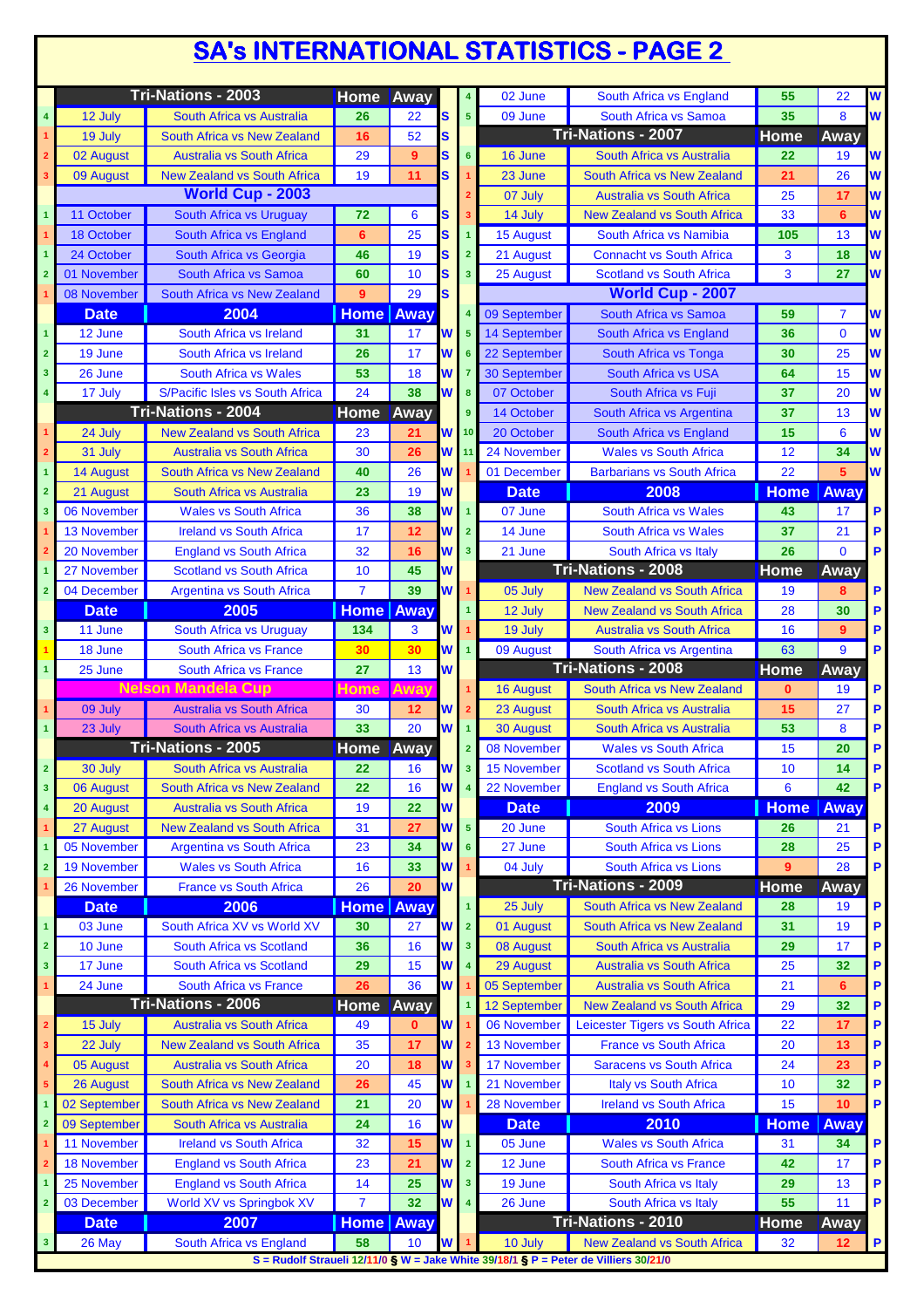# SA's INTERNATIONAL STATISTICS - PAGE 2

| # | Date | Match | Home | Away | Coach |
|---|---|---|---|---|---|
| | **Tri-Nations - 2003** | | **Home** | **Away** | |
| 4 | 12 July | South Africa vs Australia | 26 | 22 | S |
| 1 | 19 July | South Africa vs New Zealand | 16 | 52 | S |
| 2 | 02 August | Australia vs South Africa | 29 | 9 | S |
| 3 | 09 August | New Zealand vs South Africa | 19 | 11 | S |
| | **World Cup - 2003** | | | | |
| 1 | 11 October | South Africa vs Uruguay | 72 | 6 | S |
| 1 | 18 October | South Africa vs England | 6 | 25 | S |
| 1 | 24 October | South Africa vs Georgia | 46 | 19 | S |
| 2 | 01 November | South Africa vs Samoa | 60 | 10 | S |
| 1 | 08 November | South Africa vs New Zealand | 9 | 29 | S |
| | **Date** | **2004** | **Home** | **Away** | |
| 1 | 12 June | South Africa vs Ireland | 31 | 17 | W |
| 2 | 19 June | South Africa vs Ireland | 26 | 17 | W |
| 3 | 26 June | South Africa vs Wales | 53 | 18 | W |
| 4 | 17 July | S/Pacific Isles vs South Africa | 24 | 38 | W |
| | **Tri-Nations - 2004** | | **Home** | **Away** | |
| 1 | 24 July | New Zealand vs South Africa | 23 | 21 | W |
| 2 | 31 July | Australia vs South Africa | 30 | 26 | W |
| 1 | 14 August | South Africa vs New Zealand | 40 | 26 | W |
| 2 | 21 August | South Africa vs Australia | 23 | 19 | W |
| 3 | 06 November | Wales vs South Africa | 36 | 38 | W |
| 1 | 13 November | Ireland vs South Africa | 17 | 12 | W |
| 2 | 20 November | England vs South Africa | 32 | 16 | W |
| 1 | 27 November | Scotland vs South Africa | 10 | 45 | W |
| 2 | 04 December | Argentina vs South Africa | 7 | 39 | W |
| | **Date** | **2005** | **Home** | **Away** | |
| 3 | 11 June | South Africa vs Uruguay | 134 | 3 | W |
| 1 | 18 June | South Africa vs France | 30 | 30 | W |
| 1 | 25 June | South Africa vs France | 27 | 13 | W |
| | **Nelson Mandela Cup** | | **Home** | **Away** | |
| 1 | 09 July | Australia vs South Africa | 30 | 12 | W |
| 1 | 23 July | South Africa vs Australia | 33 | 20 | W |
| | **Tri-Nations - 2005** | | **Home** | **Away** | |
| 2 | 30 July | South Africa vs Australia | 22 | 16 | W |
| 3 | 06 August | South Africa vs New Zealand | 22 | 16 | W |
| 4 | 20 August | Australia vs South Africa | 19 | 22 | W |
| 1 | 27 August | New Zealand vs South Africa | 31 | 27 | W |
| 1 | 05 November | Argentina vs South Africa | 23 | 34 | W |
| 2 | 19 November | Wales vs South Africa | 16 | 33 | W |
| 1 | 26 November | France vs South Africa | 26 | 20 | W |
| | **Date** | **2006** | **Home** | **Away** | |
| 1 | 03 June | South Africa XV vs World XV | 30 | 27 | W |
| 2 | 10 June | South Africa vs Scotland | 36 | 16 | W |
| 3 | 17 June | South Africa vs Scotland | 29 | 15 | W |
| 1 | 24 June | South Africa vs France | 26 | 36 | W |
| | **Tri-Nations - 2006** | | **Home** | **Away** | |
| 2 | 15 July | Australia vs South Africa | 49 | 0 | W |
| 3 | 22 July | New Zealand vs South Africa | 35 | 17 | W |
| 4 | 05 August | Australia vs South Africa | 20 | 18 | W |
| 5 | 26 August | South Africa vs New Zealand | 26 | 45 | W |
| 1 | 02 September | South Africa vs New Zealand | 21 | 20 | W |
| 2 | 09 September | South Africa vs Australia | 24 | 16 | W |
| 1 | 11 November | Ireland vs South Africa | 32 | 15 | W |
| 2 | 18 November | England vs South Africa | 23 | 21 | W |
| 1 | 25 November | England vs South Africa | 14 | 25 | W |
| 2 | 03 December | World XV vs Springbok XV | 7 | 32 | W |
| | **Date** | **2007** | **Home** | **Away** | |
| 3 | 26 May | South Africa vs England | 58 | 10 | W |
| 4 | 02 June | South Africa vs England | 55 | 22 | W |
| 5 | 09 June | South Africa vs Samoa | 35 | 8 | W |
| | **Tri-Nations - 2007** | | **Home** | **Away** | |
| 6 | 16 June | South Africa vs Australia | 22 | 19 | W |
| 1 | 23 June | South Africa vs New Zealand | 21 | 26 | W |
| 2 | 07 July | Australia vs South Africa | 25 | 17 | W |
| 3 | 14 July | New Zealand vs South Africa | 33 | 6 | W |
| 1 | 15 August | South Africa vs Namibia | 105 | 13 | W |
| 2 | 21 August | Connacht vs South Africa | 3 | 18 | W |
| 3 | 25 August | Scotland vs South Africa | 3 | 27 | W |
| | **World Cup - 2007** | | | | |
| 4 | 09 September | South Africa vs Samoa | 59 | 7 | W |
| 5 | 14 September | South Africa vs England | 36 | 0 | W |
| 6 | 22 September | South Africa vs Tonga | 30 | 25 | W |
| 7 | 30 September | South Africa vs USA | 64 | 15 | W |
| 8 | 07 October | South Africa vs Fuji | 37 | 20 | W |
| 9 | 14 October | South Africa vs Argentina | 37 | 13 | W |
| 10 | 20 October | South Africa vs England | 15 | 6 | W |
| 11 | 24 November | Wales vs South Africa | 12 | 34 | W |
| 1 | 01 December | Barbarians vs South Africa | 22 | 5 | W |
| | **Date** | **2008** | **Home** | **Away** | |
| 1 | 07 June | South Africa vs Wales | 43 | 17 | P |
| 2 | 14 June | South Africa vs Wales | 37 | 21 | P |
| 3 | 21 June | South Africa vs Italy | 26 | 0 | P |
| | **Tri-Nations - 2008** | | **Home** | **Away** | |
| 1 | 05 July | New Zealand vs South Africa | 19 | 8 | P |
| 1 | 12 July | New Zealand vs South Africa | 28 | 30 | P |
| 1 | 19 July | Australia vs South Africa | 16 | 9 | P |
| 1 | 09 August | South Africa vs Argentina | 63 | 9 | P |
| | **Tri-Nations - 2008** | | **Home** | **Away** | |
| 1 | 16 August | South Africa vs New Zealand | 0 | 19 | P |
| 2 | 23 August | South Africa vs Australia | 15 | 27 | P |
| 1 | 30 August | South Africa vs Australia | 53 | 8 | P |
| 2 | 08 November | Wales vs South Africa | 15 | 20 | P |
| 3 | 15 November | Scotland vs South Africa | 10 | 14 | P |
| 4 | 22 November | England vs South Africa | 6 | 42 | P |
| | **Date** | **2009** | **Home** | **Away** | |
| 5 | 20 June | South Africa vs Lions | 26 | 21 | P |
| 6 | 27 June | South Africa vs Lions | 28 | 25 | P |
| 1 | 04 July | South Africa vs Lions | 9 | 28 | P |
| | **Tri-Nations - 2009** | | **Home** | **Away** | |
| 1 | 25 July | South Africa vs New Zealand | 28 | 19 | P |
| 2 | 01 August | South Africa vs New Zealand | 31 | 19 | P |
| 3 | 08 August | South Africa vs Australia | 29 | 17 | P |
| 4 | 29 August | Australia vs South Africa | 25 | 32 | P |
| 1 | 05 September | Australia vs South Africa | 21 | 6 | P |
| 1 | 12 September | New Zealand vs South Africa | 29 | 32 | P |
| 1 | 06 November | Leicester Tigers vs South Africa | 22 | 17 | P |
| 2 | 13 November | France vs South Africa | 20 | 13 | P |
| 3 | 17 November | Saracens vs South Africa | 24 | 23 | P |
| 1 | 21 November | Italy vs South Africa | 10 | 32 | P |
| 1 | 28 November | Ireland vs South Africa | 15 | 10 | P |
| | **Date** | **2010** | **Home** | **Away** | |
| 1 | 05 June | Wales vs South Africa | 31 | 34 | P |
| 2 | 12 June | South Africa vs France | 42 | 17 | P |
| 3 | 19 June | South Africa vs Italy | 29 | 13 | P |
| 4 | 26 June | South Africa vs Italy | 55 | 11 | P |
| | **Tri-Nations - 2010** | | **Home** | **Away** | |
| 1 | 10 July | New Zealand vs South Africa | 32 | 12 | P |

S = Rudolf Straueli 12/11/0 § W = Jake White 39/18/1 § P = Peter de Villiers 30/21/0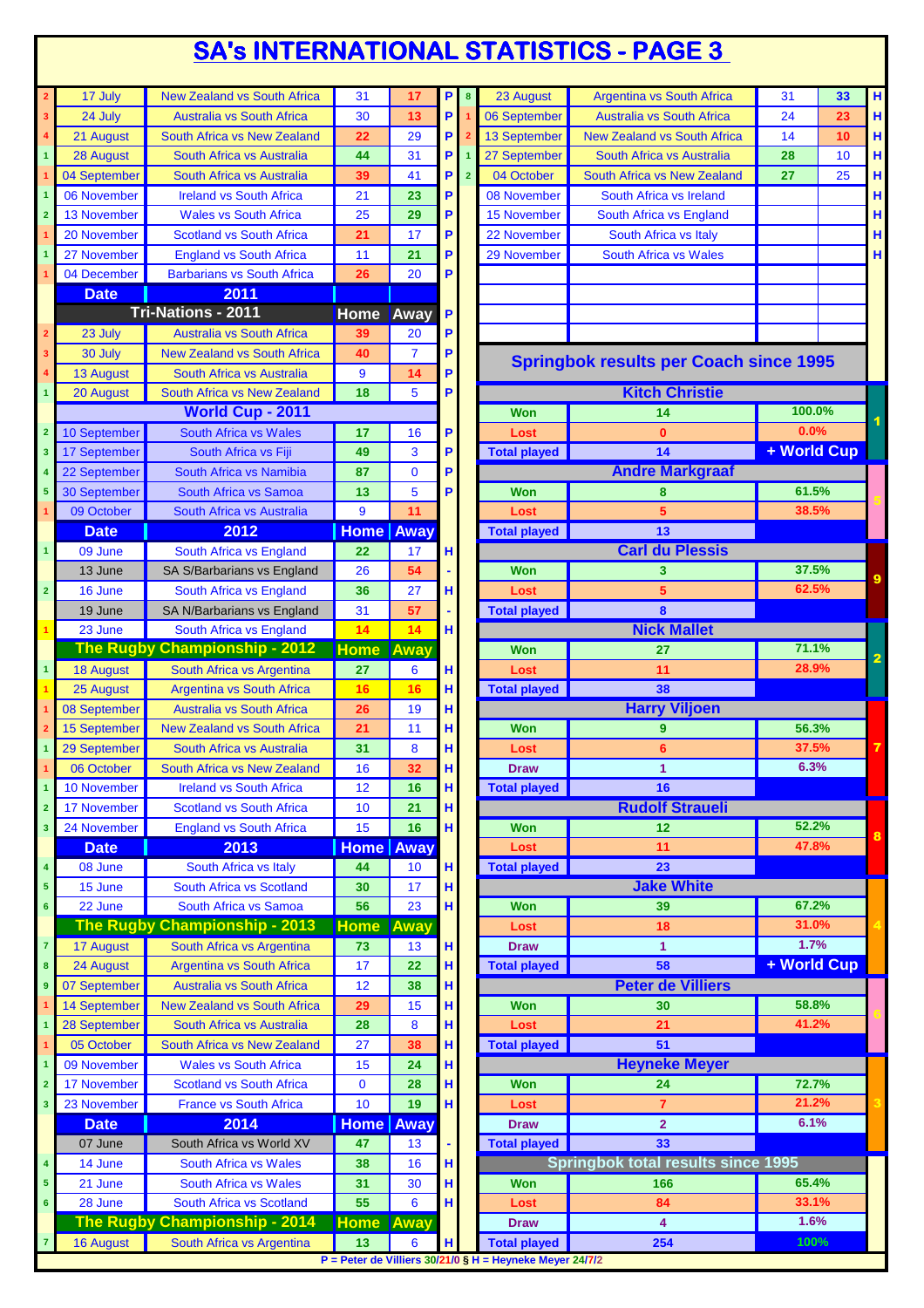# SA's INTERNATIONAL STATISTICS - PAGE 3

| | Date | Match | Home | Away | Coach |
|---|---|---|---|---|---|
| 2 | 17 July | New Zealand vs South Africa | 31 | 17 | P |
| 3 | 24 July | Australia vs South Africa | 30 | 13 | P |
| 4 | 21 August | South Africa vs New Zealand | 22 | 29 | P |
| 1 | 28 August | South Africa vs Australia | 44 | 31 | P |
| 1 | 04 September | South Africa vs Australia | 39 | 41 | P |
| 1 | 06 November | Ireland vs South Africa | 21 | 23 | P |
| 2 | 13 November | Wales vs South Africa | 25 | 29 | P |
| 1 | 20 November | Scotland vs South Africa | 21 | 17 | P |
| 1 | 27 November | England vs South Africa | 11 | 21 | P |
| 1 | 04 December | Barbarians vs South Africa | 26 | 20 | P |
| | **Date** | **2011** | | | |
| | | **Tri-Nations - 2011** | **Home** | **Away** | P |
| 2 | 23 July | Australia vs South Africa | 39 | 20 | P |
| 3 | 30 July | New Zealand vs South Africa | 40 | 7 | P |
| 4 | 13 August | South Africa vs Australia | 9 | 14 | P |
| 1 | 20 August | South Africa vs New Zealand | 18 | 5 | P |
| | | **World Cup - 2011** | | | |
| 2 | 10 September | South Africa vs Wales | 17 | 16 | P |
| 3 | 17 September | South Africa vs Fiji | 49 | 3 | P |
| 4 | 22 September | South Africa vs Namibia | 87 | 0 | P |
| 5 | 30 September | South Africa vs Samoa | 13 | 5 | P |
| 1 | 09 October | South Africa vs Australia | 9 | 11 | |
| | **Date** | **2012** | **Home** | **Away** | |
| 1 | 09 June | South Africa vs England | 22 | 17 | H |
| | 13 June | SA S/Barbarians vs England | 26 | 54 | - |
| 2 | 16 June | South Africa vs England | 36 | 27 | H |
| | 19 June | SA N/Barbarians vs England | 31 | 57 | - |
| 1 | 23 June | South Africa vs England | 14 | 14 | H |
| | | **The Rugby Championship - 2012** | **Home** | **Away** | |
| 1 | 18 August | South Africa vs Argentina | 27 | 6 | H |
| 1 | 25 August | Argentina vs South Africa | 16 | 16 | H |
| 1 | 08 September | Australia vs South Africa | 26 | 19 | H |
| 2 | 15 September | New Zealand vs South Africa | 21 | 11 | H |
| 1 | 29 September | South Africa vs Australia | 31 | 8 | H |
| 1 | 06 October | South Africa vs New Zealand | 16 | 32 | H |
| 1 | 10 November | Ireland vs South Africa | 12 | 16 | H |
| 2 | 17 November | Scotland vs South Africa | 10 | 21 | H |
| 3 | 24 November | England vs South Africa | 15 | 16 | H |
| | **Date** | **2013** | **Home** | **Away** | |
| 4 | 08 June | South Africa vs Italy | 44 | 10 | H |
| 5 | 15 June | South Africa vs Scotland | 30 | 17 | H |
| 6 | 22 June | South Africa vs Samoa | 56 | 23 | H |
| | | **The Rugby Championship - 2013** | **Home** | **Away** | |
| 7 | 17 August | South Africa vs Argentina | 73 | 13 | H |
| 8 | 24 August | Argentina vs South Africa | 17 | 22 | H |
| 9 | 07 September | Australia vs South Africa | 12 | 38 | H |
| 1 | 14 September | New Zealand vs South Africa | 29 | 15 | H |
| 1 | 28 September | South Africa vs Australia | 28 | 8 | H |
| 1 | 05 October | South Africa vs New Zealand | 27 | 38 | H |
| 1 | 09 November | Wales vs South Africa | 15 | 24 | H |
| 2 | 17 November | Scotland vs South Africa | 0 | 28 | H |
| 3 | 23 November | France vs South Africa | 10 | 19 | H |
| | **Date** | **2014** | **Home** | **Away** | |
| | 07 June | South Africa vs World XV | 47 | 13 | - |
| 4 | 14 June | South Africa vs Wales | 38 | 16 | H |
| 5 | 21 June | South Africa vs Wales | 31 | 30 | H |
| 6 | 28 June | South Africa vs Scotland | 55 | 6 | H |
| | | **The Rugby Championship - 2014** | **Home** | **Away** | |
| 7 | 16 August | South Africa vs Argentina | 13 | 6 | H |
| 8 | 23 August | Argentina vs South Africa | 31 | 33 | H |
| 1 | 06 September | Australia vs South Africa | 24 | 23 | H |
| 2 | 13 September | New Zealand vs South Africa | 14 | 10 | H |
| 1 | 27 September | South Africa vs Australia | 28 | 10 | H |
| 2 | 04 October | South Africa vs New Zealand | 27 | 25 | H |
| | 08 November | South Africa vs Ireland | | | H |
| | 15 November | South Africa vs England | | | H |
| | 22 November | South Africa vs Italy | | | H |
| | 29 November | South Africa vs Wales | | | H |

## Springbok results per Coach since 1995

| Coach | Result | Number | Percentage | Rank |
|---|---|---|---|---|
| **Kitch Christie** | Won | 14 | 100.0% | 1 |
| | Lost | 0 | 0.0% | |
| | Total played | 14 | + World Cup | |
| **Andre Markgraaf** | Won | 8 | 61.5% | 5 |
| | Lost | 5 | 38.5% | |
| | Total played | 13 | | |
| **Carl du Plessis** | Won | 3 | 37.5% | 9 |
| | Lost | 5 | 62.5% | |
| | Total played | 8 | | |
| **Nick Mallet** | Won | 27 | 71.1% | 2 |
| | Lost | 11 | 28.9% | |
| | Total played | 38 | | |
| **Harry Viljoen** | Won | 9 | 56.3% | 7 |
| | Lost | 6 | 37.5% | |
| | Draw | 1 | 6.3% | |
| | Total played | 16 | | |
| **Rudolf Straueli** | Won | 12 | 52.2% | 8 |
| | Lost | 11 | 47.8% | |
| | Total played | 23 | | |
| **Jake White** | Won | 39 | 67.2% | 4 |
| | Lost | 18 | 31.0% | |
| | Draw | 1 | 1.7% | |
| | Total played | 58 | + World Cup | |
| **Peter de Villiers** | Won | 30 | 58.8% | 6 |
| | Lost | 21 | 41.2% | |
| | Total played | 51 | | |
| **Heyneke Meyer** | Won | 24 | 72.7% | 3 |
| | Lost | 7 | 21.2% | |
| | Draw | 2 | 6.1% | |
| | Total played | 33 | | |

## Springbok total results since 1995

| Result | Number | Percentage |
|---|---|---|
| Won | 166 | 65.4% |
| Lost | 84 | 33.1% |
| Draw | 4 | 1.6% |
| Total played | 254 | 100% |

P = Peter de Villiers 30/21/0 § H = Heyneke Meyer 24/7/2